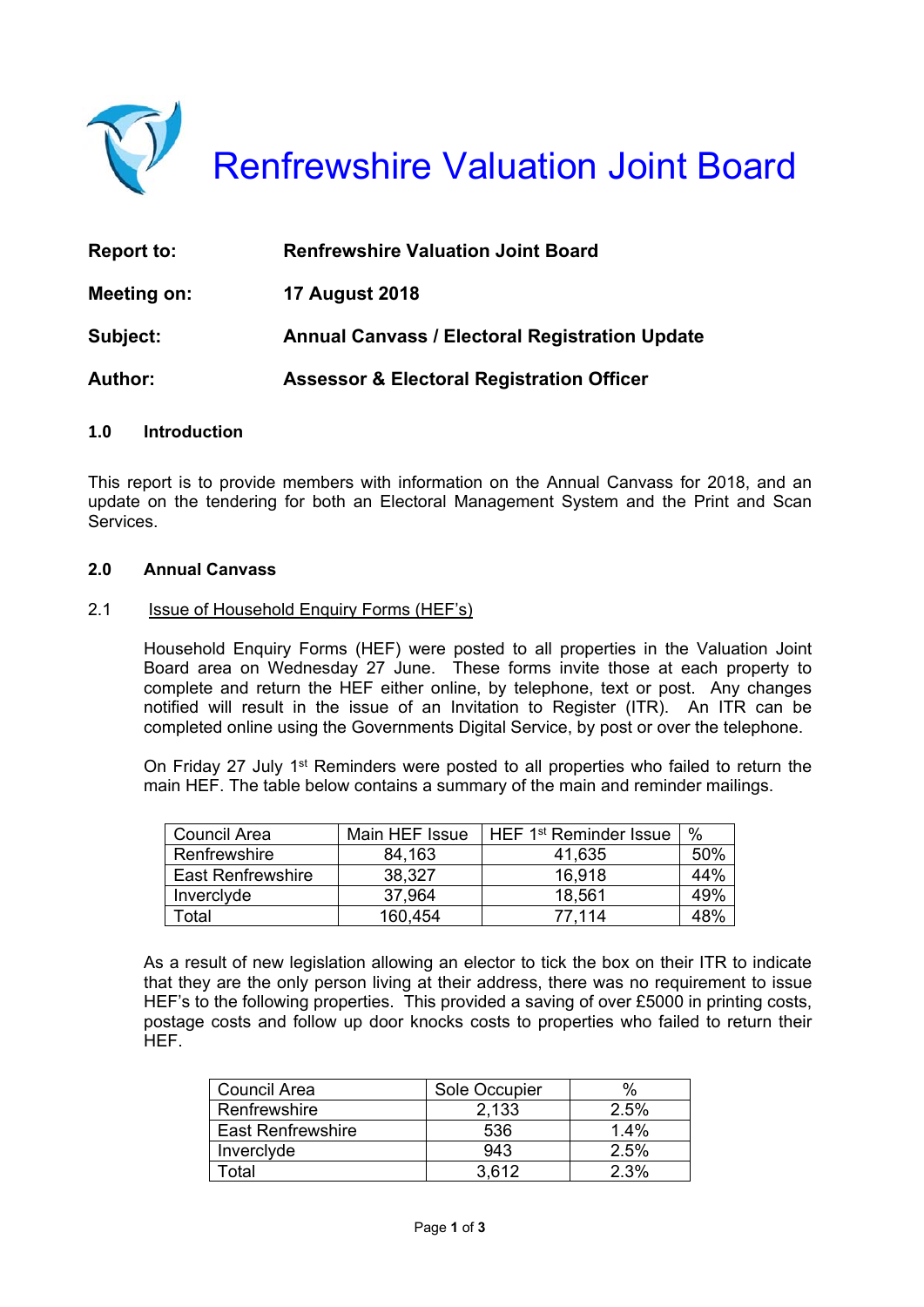# Renfrewshire Valuation Joint Board

**Report to:** **Renfrewshire Valuation Joint Board**

**Meeting on:** **17 August 2018**

**Subject:** **Annual Canvass / Electoral Registration Update**

**Author:** **Assessor & Electoral Registration Officer**

## 1.0 Introduction

This report is to provide members with information on the Annual Canvass for 2018, and an update on the tendering for both an Electoral Management System and the Print and Scan Services.

## 2.0 Annual Canvass

### 2.1 Issue of Household Enquiry Forms (HEF's)

Household Enquiry Forms (HEF) were posted to all properties in the Valuation Joint Board area on Wednesday 27 June. These forms invite those at each property to complete and return the HEF either online, by telephone, text or post. Any changes notified will result in the issue of an Invitation to Register (ITR). An ITR can be completed online using the Governments Digital Service, by post or over the telephone.

On Friday 27 July 1st Reminders were posted to all properties who failed to return the main HEF. The table below contains a summary of the main and reminder mailings.

| Council Area | Main HEF Issue | HEF 1st Reminder Issue | % |
|---|---|---|---|
| Renfrewshire | 84,163 | 41,635 | 50% |
| East Renfrewshire | 38,327 | 16,918 | 44% |
| Inverclyde | 37,964 | 18,561 | 49% |
| Total | 160,454 | 77,114 | 48% |

As a result of new legislation allowing an elector to tick the box on their ITR to indicate that they are the only person living at their address, there was no requirement to issue HEF's to the following properties. This provided a saving of over £5000 in printing costs, postage costs and follow up door knocks costs to properties who failed to return their HEF.

| Council Area | Sole Occupier | % |
|---|---|---|
| Renfrewshire | 2,133 | 2.5% |
| East Renfrewshire | 536 | 1.4% |
| Inverclyde | 943 | 2.5% |
| Total | 3,612 | 2.3% |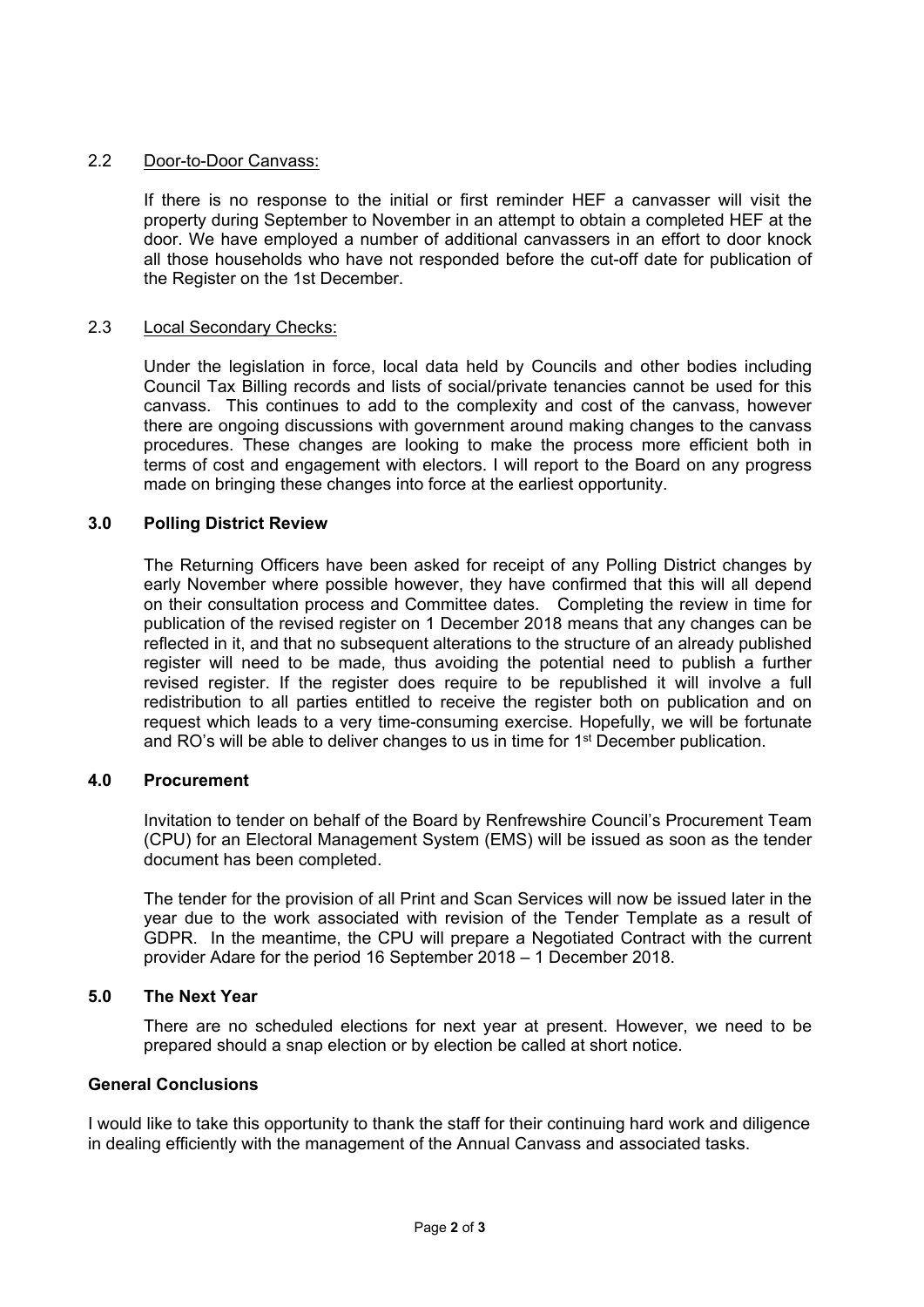### 2.2 Door-to-Door Canvass:

If there is no response to the initial or first reminder HEF a canvasser will visit the property during September to November in an attempt to obtain a completed HEF at the door. We have employed a number of additional canvassers in an effort to door knock all those households who have not responded before the cut-off date for publication of the Register on the 1st December.

### 2.3 Local Secondary Checks:

Under the legislation in force, local data held by Councils and other bodies including Council Tax Billing records and lists of social/private tenancies cannot be used for this canvass. This continues to add to the complexity and cost of the canvass, however there are ongoing discussions with government around making changes to the canvass procedures. These changes are looking to make the process more efficient both in terms of cost and engagement with electors. I will report to the Board on any progress made on bringing these changes into force at the earliest opportunity.

## 3.0 Polling District Review

The Returning Officers have been asked for receipt of any Polling District changes by early November where possible however, they have confirmed that this will all depend on their consultation process and Committee dates. Completing the review in time for publication of the revised register on 1 December 2018 means that any changes can be reflected in it, and that no subsequent alterations to the structure of an already published register will need to be made, thus avoiding the potential need to publish a further revised register. If the register does require to be republished it will involve a full redistribution to all parties entitled to receive the register both on publication and on request which leads to a very time-consuming exercise. Hopefully, we will be fortunate and RO's will be able to deliver changes to us in time for 1st December publication.

## 4.0 Procurement

Invitation to tender on behalf of the Board by Renfrewshire Council's Procurement Team (CPU) for an Electoral Management System (EMS) will be issued as soon as the tender document has been completed.

The tender for the provision of all Print and Scan Services will now be issued later in the year due to the work associated with revision of the Tender Template as a result of GDPR. In the meantime, the CPU will prepare a Negotiated Contract with the current provider Adare for the period 16 September 2018 – 1 December 2018.

## 5.0 The Next Year

There are no scheduled elections for next year at present. However, we need to be prepared should a snap election or by election be called at short notice.

## General Conclusions

I would like to take this opportunity to thank the staff for their continuing hard work and diligence in dealing efficiently with the management of the Annual Canvass and associated tasks.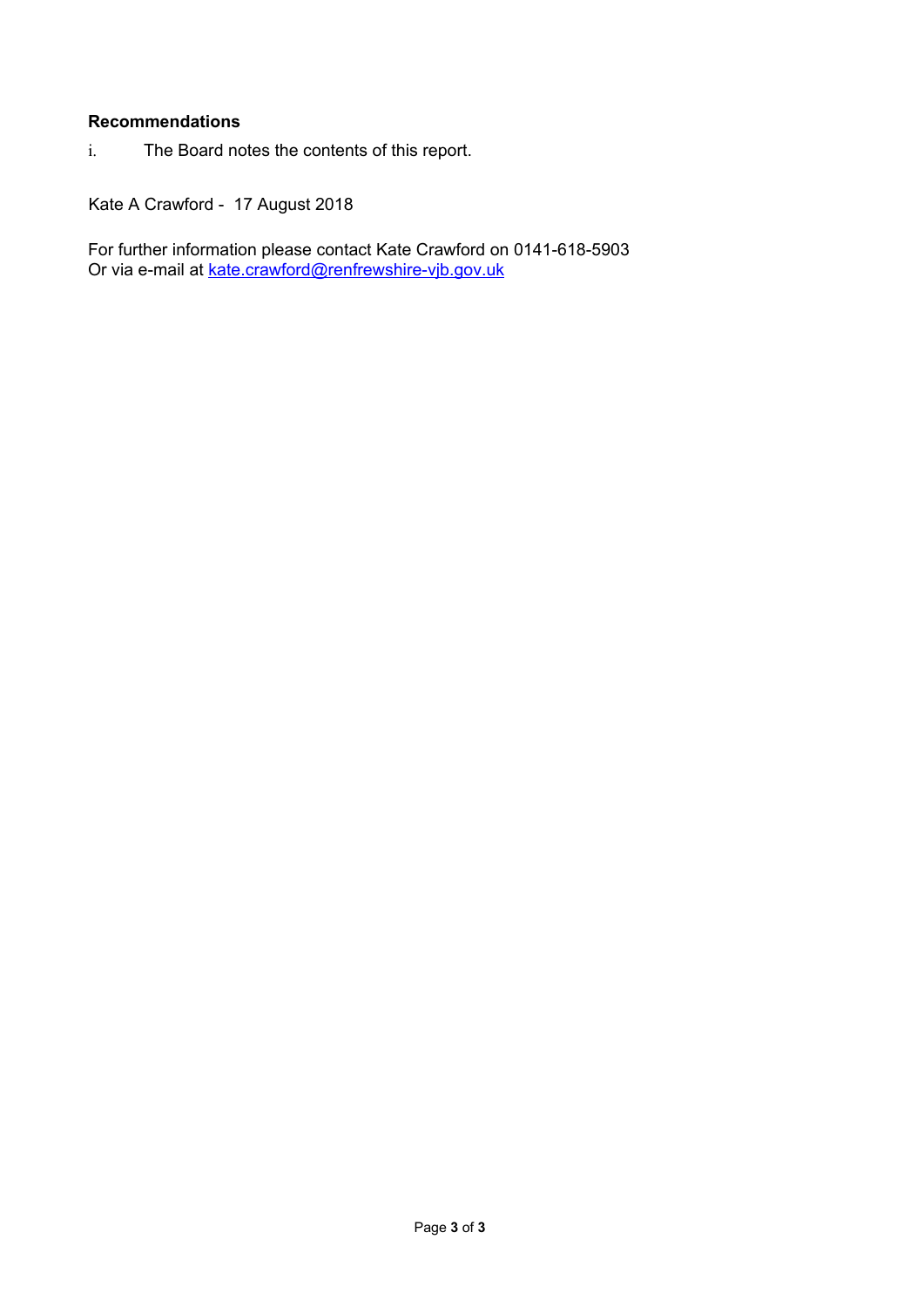**Recommendations**

i. The Board notes the contents of this report.

Kate A Crawford - 17 August 2018

For further information please contact Kate Crawford on 0141-618-5903
Or via e-mail at [kate.crawford@renfrewshire-vjb.gov.uk](mailto:kate.crawford@renfrewshire-vjb.gov.uk)